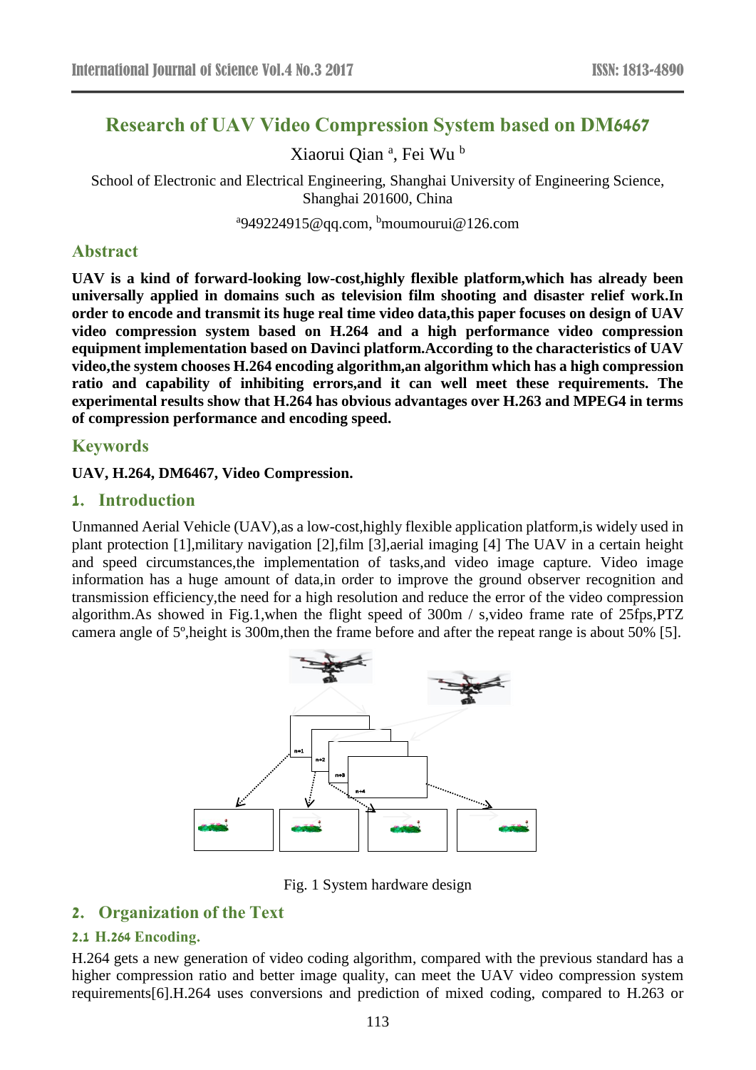# Research of UAV Video Compression System based on DM6467

Xiaorui Qian [a], Fei Wu [b]

School of Electronic and Electrical Engineering, Shanghai University of Engineering Science, Shanghai 201600, China

[a]949224915@qq.com, [b]moumourui@126.com

## Abstract

**UAV is a kind of forward-looking low-cost,highly flexible platform,which has already been universally applied in domains such as television film shooting and disaster relief work.In order to encode and transmit its huge real time video data,this paper focuses on design of UAV video compression system based on H.264 and a high performance video compression equipment implementation based on Davinci platform.According to the characteristics of UAV video,the system chooses H.264 encoding algorithm,an algorithm which has a high compression ratio and capability of inhibiting errors,and it can well meet these requirements. The experimental results show that H.264 has obvious advantages over H.263 and MPEG4 in terms of compression performance and encoding speed.**

## Keywords

**UAV, H.264, DM6467, Video Compression.**

## 1. Introduction

Unmanned Aerial Vehicle (UAV),as a low-cost,highly flexible application platform,is widely used in plant protection [1],military navigation [2],film [3],aerial imaging [4] The UAV in a certain height and speed circumstances,the implementation of tasks,and video image capture. Video image information has a huge amount of data,in order to improve the ground observer recognition and transmission efficiency,the need for a high resolution and reduce the error of the video compression algorithm.As showed in Fig.1,when the flight speed of 300m / s,video frame rate of 25fps,PTZ camera angle of 5º,height is 300m,then the frame before and after the repeat range is about 50% [5].

Fig. 1 System hardware design

## 2. Organization of the Text

### 2.1 H.264 Encoding.

H.264 gets a new generation of video coding algorithm, compared with the previous standard has a higher compression ratio and better image quality, can meet the UAV video compression system requirements[6].H.264 uses conversions and prediction of mixed coding, compared to H.263 or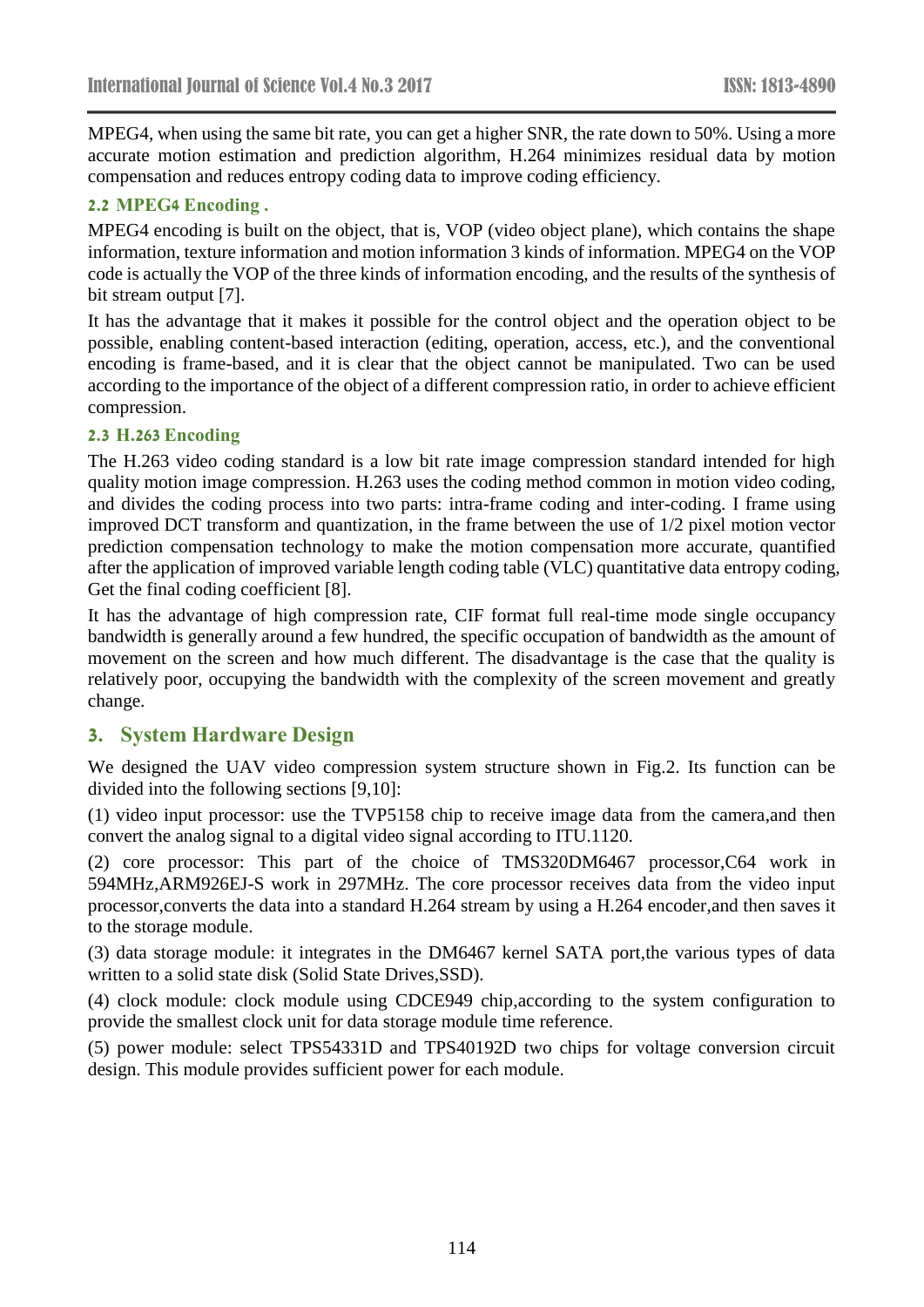MPEG4, when using the same bit rate, you can get a higher SNR, the rate down to 50%. Using a more accurate motion estimation and prediction algorithm, H.264 minimizes residual data by motion compensation and reduces entropy coding data to improve coding efficiency.

### 2.2 MPEG4 Encoding .

MPEG4 encoding is built on the object, that is, VOP (video object plane), which contains the shape information, texture information and motion information 3 kinds of information. MPEG4 on the VOP code is actually the VOP of the three kinds of information encoding, and the results of the synthesis of bit stream output [7].

It has the advantage that it makes it possible for the control object and the operation object to be possible, enabling content-based interaction (editing, operation, access, etc.), and the conventional encoding is frame-based, and it is clear that the object cannot be manipulated. Two can be used according to the importance of the object of a different compression ratio, in order to achieve efficient compression.

### 2.3 H.263 Encoding

The H.263 video coding standard is a low bit rate image compression standard intended for high quality motion image compression. H.263 uses the coding method common in motion video coding, and divides the coding process into two parts: intra-frame coding and inter-coding. I frame using improved DCT transform and quantization, in the frame between the use of 1/2 pixel motion vector prediction compensation technology to make the motion compensation more accurate, quantified after the application of improved variable length coding table (VLC) quantitative data entropy coding, Get the final coding coefficient [8].

It has the advantage of high compression rate, CIF format full real-time mode single occupancy bandwidth is generally around a few hundred, the specific occupation of bandwidth as the amount of movement on the screen and how much different. The disadvantage is the case that the quality is relatively poor, occupying the bandwidth with the complexity of the screen movement and greatly change.

## 3. System Hardware Design

We designed the UAV video compression system structure shown in Fig.2. Its function can be divided into the following sections [9,10]:

(1) video input processor: use the TVP5158 chip to receive image data from the camera,and then convert the analog signal to a digital video signal according to ITU.1120.

(2) core processor: This part of the choice of TMS320DM6467 processor,C64 work in 594MHz,ARM926EJ-S work in 297MHz. The core processor receives data from the video input processor,converts the data into a standard H.264 stream by using a H.264 encoder,and then saves it to the storage module.

(3) data storage module: it integrates in the DM6467 kernel SATA port,the various types of data written to a solid state disk (Solid State Drives,SSD).

(4) clock module: clock module using CDCE949 chip,according to the system configuration to provide the smallest clock unit for data storage module time reference.

(5) power module: select TPS54331D and TPS40192D two chips for voltage conversion circuit design. This module provides sufficient power for each module.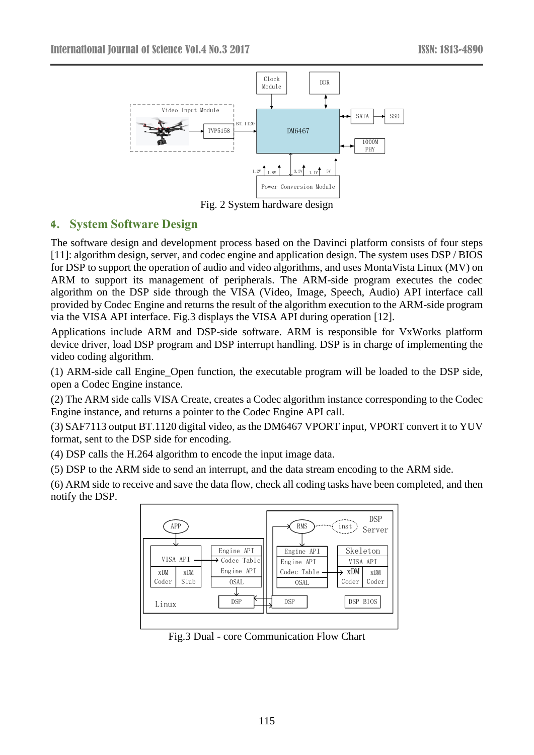Fig. 2 System hardware design

## 4. System Software Design

The software design and development process based on the Davinci platform consists of four steps [11]: algorithm design, server, and codec engine and application design. The system uses DSP / BIOS for DSP to support the operation of audio and video algorithms, and uses MontaVista Linux (MV) on ARM to support its management of peripherals. The ARM-side program executes the codec algorithm on the DSP side through the VISA (Video, Image, Speech, Audio) API interface call provided by Codec Engine and returns the result of the algorithm execution to the ARM-side program via the VISA API interface. Fig.3 displays the VISA API during operation [12].

Applications include ARM and DSP-side software. ARM is responsible for VxWorks platform device driver, load DSP program and DSP interrupt handling. DSP is in charge of implementing the video coding algorithm.

(1) ARM-side call Engine_Open function, the executable program will be loaded to the DSP side, open a Codec Engine instance.

(2) The ARM side calls VISA Create, creates a Codec algorithm instance corresponding to the Codec Engine instance, and returns a pointer to the Codec Engine API call.

(3) SAF7113 output BT.1120 digital video, as the DM6467 VPORT input, VPORT convert it to YUV format, sent to the DSP side for encoding.

(4) DSP calls the H.264 algorithm to encode the input image data.

(5) DSP to the ARM side to send an interrupt, and the data stream encoding to the ARM side.

(6) ARM side to receive and save the data flow, check all coding tasks have been completed, and then notify the DSP.

Fig.3 Dual - core Communication Flow Chart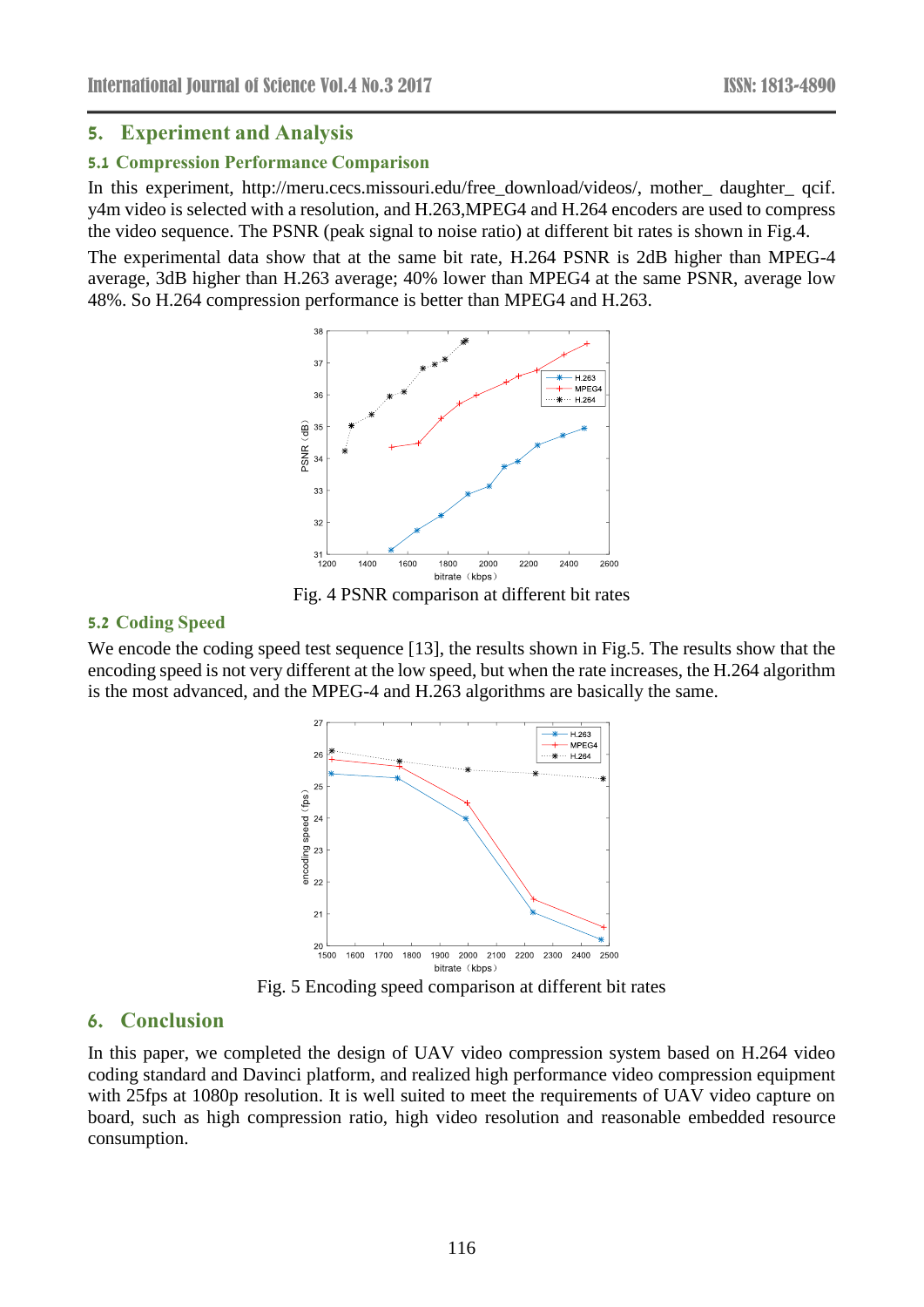## 5. Experiment and Analysis

### 5.1 Compression Performance Comparison

In this experiment, http://meru.cecs.missouri.edu/free_download/videos/, mother_ daughter_ qcif. y4m video is selected with a resolution, and H.263,MPEG4 and H.264 encoders are used to compress the video sequence. The PSNR (peak signal to noise ratio) at different bit rates is shown in Fig.4.

The experimental data show that at the same bit rate, H.264 PSNR is 2dB higher than MPEG-4 average, 3dB higher than H.263 average; 40% lower than MPEG4 at the same PSNR, average low 48%. So H.264 compression performance is better than MPEG4 and H.263.

Fig. 4 PSNR comparison at different bit rates

### 5.2 Coding Speed

We encode the coding speed test sequence [13], the results shown in Fig.5. The results show that the encoding speed is not very different at the low speed, but when the rate increases, the H.264 algorithm is the most advanced, and the MPEG-4 and H.263 algorithms are basically the same.

Fig. 5 Encoding speed comparison at different bit rates

## 6. Conclusion

In this paper, we completed the design of UAV video compression system based on H.264 video coding standard and Davinci platform, and realized high performance video compression equipment with 25fps at 1080p resolution. It is well suited to meet the requirements of UAV video capture on board, such as high compression ratio, high video resolution and reasonable embedded resource consumption.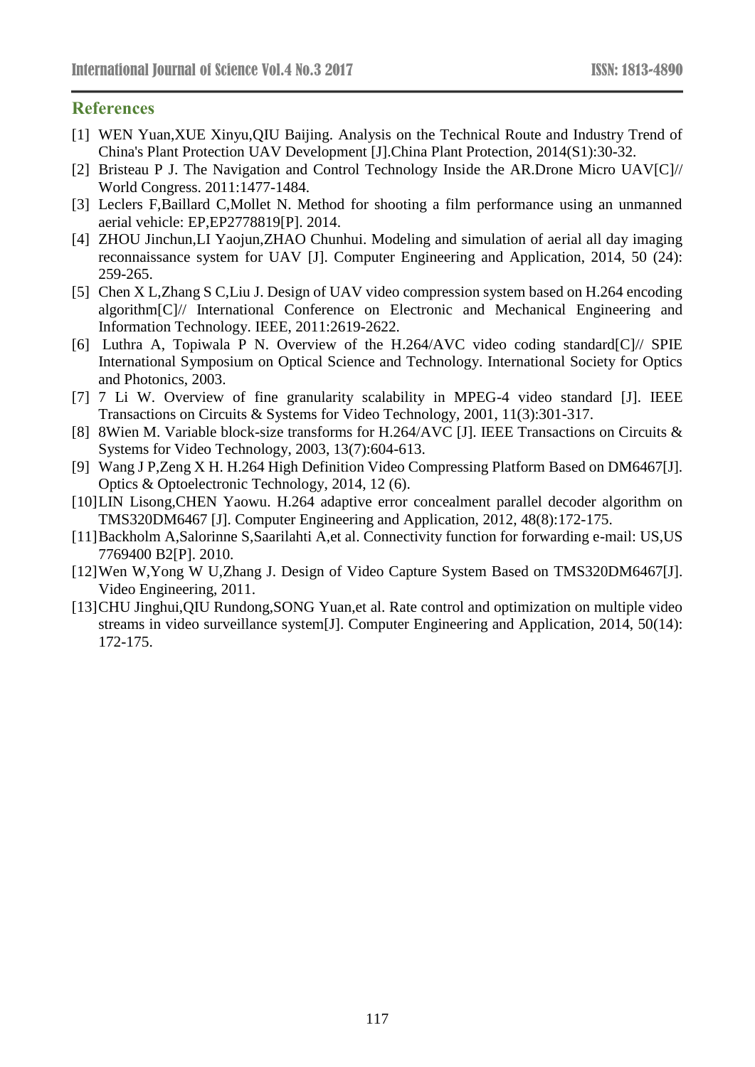## References

[1] WEN Yuan,XUE Xinyu,QIU Baijing. Analysis on the Technical Route and Industry Trend of China's Plant Protection UAV Development [J].China Plant Protection, 2014(S1):30-32.

[2] Bristeau P J. The Navigation and Control Technology Inside the AR.Drone Micro UAV[C]// World Congress. 2011:1477-1484.

[3] Leclers F,Baillard C,Mollet N. Method for shooting a film performance using an unmanned aerial vehicle: EP,EP2778819[P]. 2014.

[4] ZHOU Jinchun,LI Yaojun,ZHAO Chunhui. Modeling and simulation of aerial all day imaging reconnaissance system for UAV [J]. Computer Engineering and Application, 2014, 50 (24): 259-265.

[5] Chen X L,Zhang S C,Liu J. Design of UAV video compression system based on H.264 encoding algorithm[C]// International Conference on Electronic and Mechanical Engineering and Information Technology. IEEE, 2011:2619-2622.

[6] Luthra A, Topiwala P N. Overview of the H.264/AVC video coding standard[C]// SPIE International Symposium on Optical Science and Technology. International Society for Optics and Photonics, 2003.

[7] 7 Li W. Overview of fine granularity scalability in MPEG-4 video standard [J]. IEEE Transactions on Circuits & Systems for Video Technology, 2001, 11(3):301-317.

[8] 8Wien M. Variable block-size transforms for H.264/AVC [J]. IEEE Transactions on Circuits & Systems for Video Technology, 2003, 13(7):604-613.

[9] Wang J P,Zeng X H. H.264 High Definition Video Compressing Platform Based on DM6467[J]. Optics & Optoelectronic Technology, 2014, 12 (6).

[10] LIN Lisong,CHEN Yaowu. H.264 adaptive error concealment parallel decoder algorithm on TMS320DM6467 [J]. Computer Engineering and Application, 2012, 48(8):172-175.

[11] Backholm A,Salorinne S,Saarilahti A,et al. Connectivity function for forwarding e-mail: US,US 7769400 B2[P]. 2010.

[12] Wen W,Yong W U,Zhang J. Design of Video Capture System Based on TMS320DM6467[J]. Video Engineering, 2011.

[13] CHU Jinghui,QIU Rundong,SONG Yuan,et al. Rate control and optimization on multiple video streams in video surveillance system[J]. Computer Engineering and Application, 2014, 50(14): 172-175.